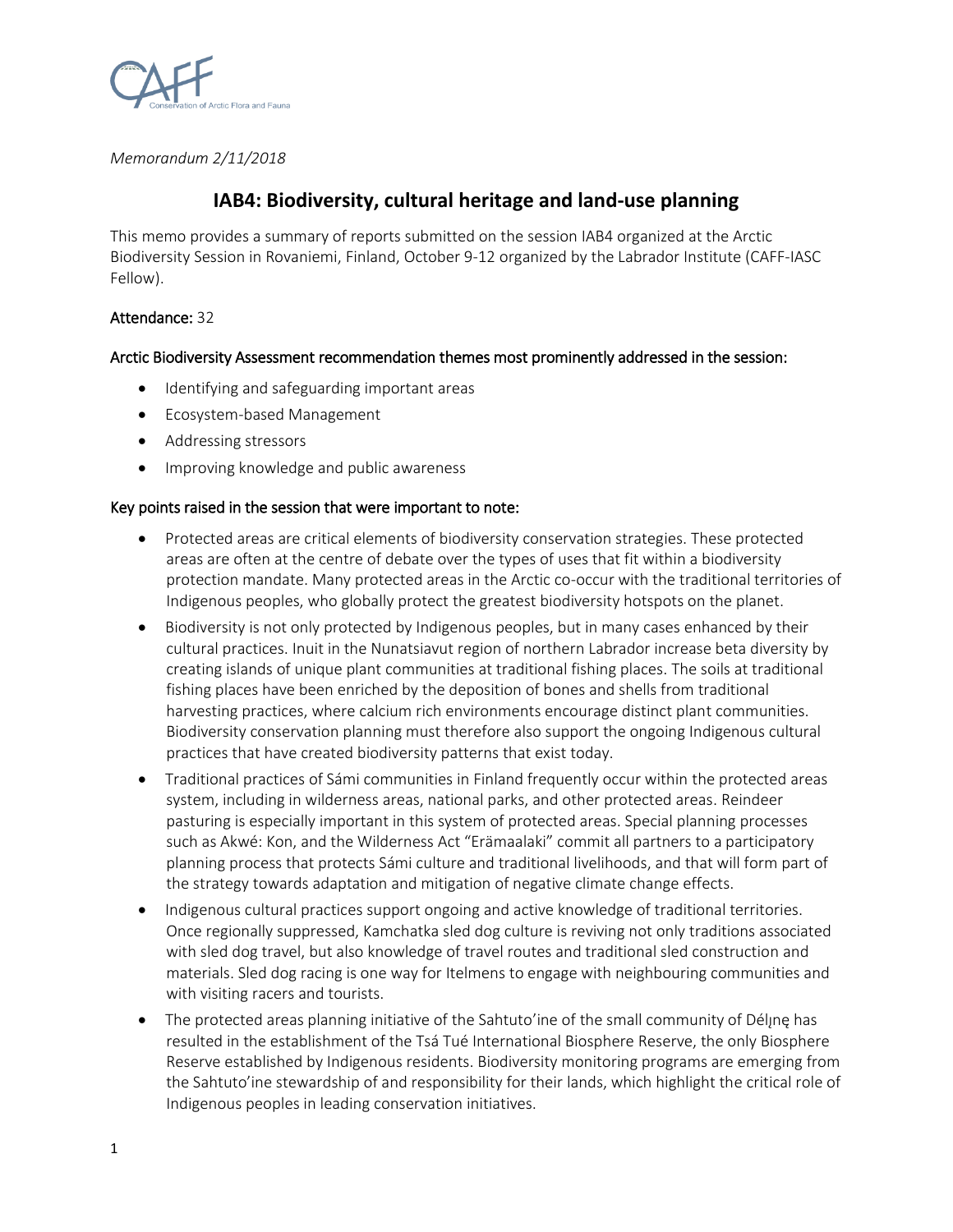*Memorandum 2/11/2018*

# IAB4: Biodiversity, cultural heritage and land-use planning

This memo provides a summary of reports submitted on the session IAB4 organized at the Arctic Biodiversity Session in Rovaniemi, Finland, October 9-12 organized by the Labrador Institute (CAFF-IASC Fellow).

**Attendance:** 32

**Arctic Biodiversity Assessment recommendation themes most prominently addressed in the session:**

- Identifying and safeguarding important areas
- Ecosystem-based Management
- Addressing stressors
- Improving knowledge and public awareness

**Key points raised in the session that were important to note:**

- Protected areas are critical elements of biodiversity conservation strategies. These protected areas are often at the centre of debate over the types of uses that fit within a biodiversity protection mandate. Many protected areas in the Arctic co-occur with the traditional territories of Indigenous peoples, who globally protect the greatest biodiversity hotspots on the planet.
- Biodiversity is not only protected by Indigenous peoples, but in many cases enhanced by their cultural practices. Inuit in the Nunatsiavut region of northern Labrador increase beta diversity by creating islands of unique plant communities at traditional fishing places. The soils at traditional fishing places have been enriched by the deposition of bones and shells from traditional harvesting practices, where calcium rich environments encourage distinct plant communities. Biodiversity conservation planning must therefore also support the ongoing Indigenous cultural practices that have created biodiversity patterns that exist today.
- Traditional practices of Sámi communities in Finland frequently occur within the protected areas system, including in wilderness areas, national parks, and other protected areas. Reindeer pasturing is especially important in this system of protected areas. Special planning processes such as Akwé: Kon, and the Wilderness Act "Erämaalaki" commit all partners to a participatory planning process that protects Sámi culture and traditional livelihoods, and that will form part of the strategy towards adaptation and mitigation of negative climate change effects.
- Indigenous cultural practices support ongoing and active knowledge of traditional territories. Once regionally suppressed, Kamchatka sled dog culture is reviving not only traditions associated with sled dog travel, but also knowledge of travel routes and traditional sled construction and materials. Sled dog racing is one way for Itelmens to engage with neighbouring communities and with visiting racers and tourists.
- The protected areas planning initiative of the Sahtuto'ine of the small community of Délı̨nę has resulted in the establishment of the Tsá Tué International Biosphere Reserve, the only Biosphere Reserve established by Indigenous residents. Biodiversity monitoring programs are emerging from the Sahtuto'ine stewardship of and responsibility for their lands, which highlight the critical role of Indigenous peoples in leading conservation initiatives.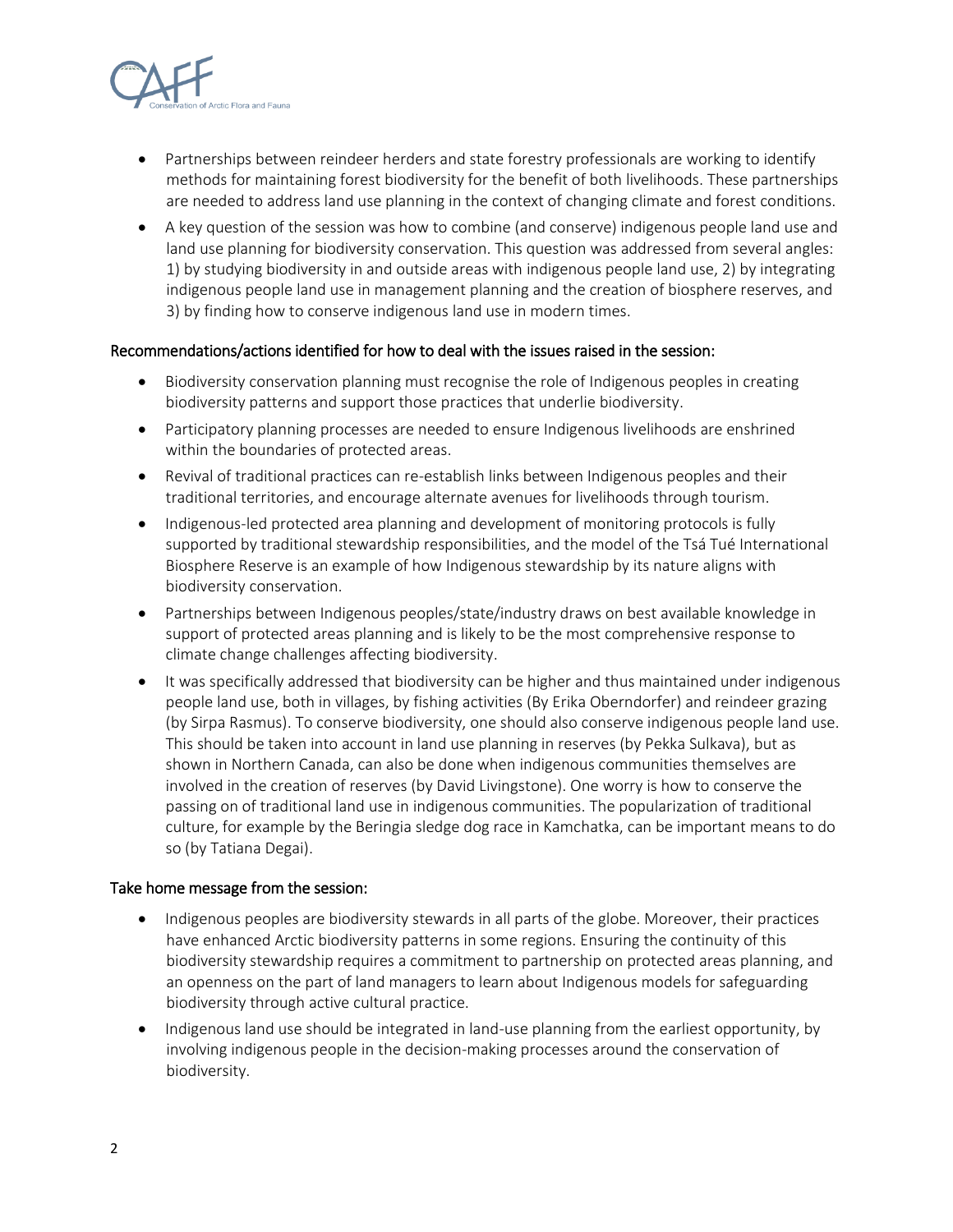- Partnerships between reindeer herders and state forestry professionals are working to identify methods for maintaining forest biodiversity for the benefit of both livelihoods. These partnerships are needed to address land use planning in the context of changing climate and forest conditions.
- A key question of the session was how to combine (and conserve) indigenous people land use and land use planning for biodiversity conservation. This question was addressed from several angles: 1) by studying biodiversity in and outside areas with indigenous people land use, 2) by integrating indigenous people land use in management planning and the creation of biosphere reserves, and 3) by finding how to conserve indigenous land use in modern times.

### Recommendations/actions identified for how to deal with the issues raised in the session:

- Biodiversity conservation planning must recognise the role of Indigenous peoples in creating biodiversity patterns and support those practices that underlie biodiversity.
- Participatory planning processes are needed to ensure Indigenous livelihoods are enshrined within the boundaries of protected areas.
- Revival of traditional practices can re-establish links between Indigenous peoples and their traditional territories, and encourage alternate avenues for livelihoods through tourism.
- Indigenous-led protected area planning and development of monitoring protocols is fully supported by traditional stewardship responsibilities, and the model of the Tsá Tué International Biosphere Reserve is an example of how Indigenous stewardship by its nature aligns with biodiversity conservation.
- Partnerships between Indigenous peoples/state/industry draws on best available knowledge in support of protected areas planning and is likely to be the most comprehensive response to climate change challenges affecting biodiversity.
- It was specifically addressed that biodiversity can be higher and thus maintained under indigenous people land use, both in villages, by fishing activities (By Erika Oberndorfer) and reindeer grazing (by Sirpa Rasmus). To conserve biodiversity, one should also conserve indigenous people land use. This should be taken into account in land use planning in reserves (by Pekka Sulkava), but as shown in Northern Canada, can also be done when indigenous communities themselves are involved in the creation of reserves (by David Livingstone). One worry is how to conserve the passing on of traditional land use in indigenous communities. The popularization of traditional culture, for example by the Beringia sledge dog race in Kamchatka, can be important means to do so (by Tatiana Degai).

### Take home message from the session:

- Indigenous peoples are biodiversity stewards in all parts of the globe. Moreover, their practices have enhanced Arctic biodiversity patterns in some regions. Ensuring the continuity of this biodiversity stewardship requires a commitment to partnership on protected areas planning, and an openness on the part of land managers to learn about Indigenous models for safeguarding biodiversity through active cultural practice.
- Indigenous land use should be integrated in land-use planning from the earliest opportunity, by involving indigenous people in the decision-making processes around the conservation of biodiversity.